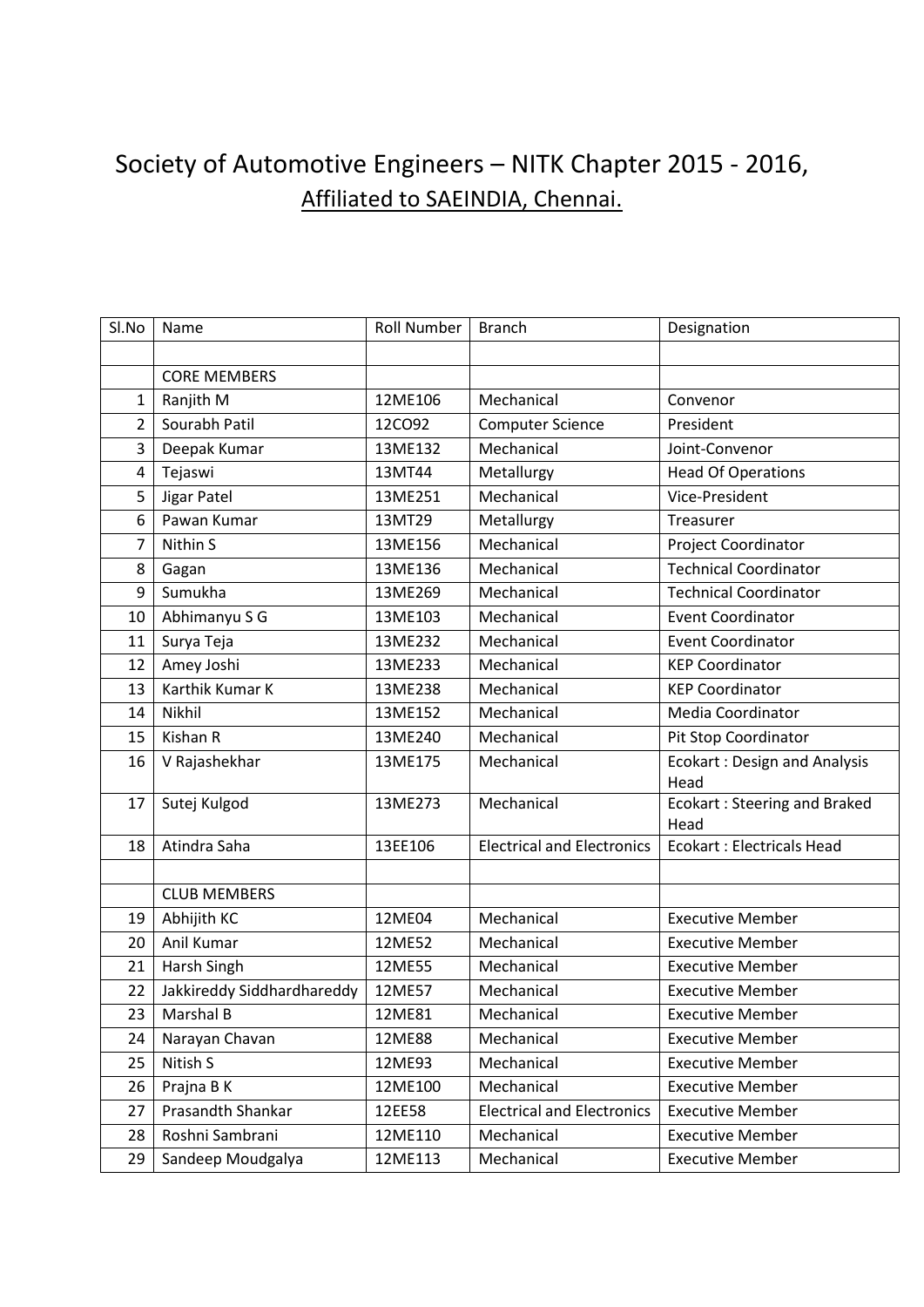# Society of Automotive Engineers – NITK Chapter 2015 - 2016,

## Affiliated to SAEINDIA, Chennai.

| Sl.No | Name | Roll Number | Branch | Designation |
|---|---|---|---|---|
| | | | | |
| | CORE MEMBERS | | | |
| 1 | Ranjith M | 12ME106 | Mechanical | Convenor |
| 2 | Sourabh Patil | 12CO92 | Computer Science | President |
| 3 | Deepak Kumar | 13ME132 | Mechanical | Joint-Convenor |
| 4 | Tejaswi | 13MT44 | Metallurgy | Head Of Operations |
| 5 | Jigar Patel | 13ME251 | Mechanical | Vice-President |
| 6 | Pawan Kumar | 13MT29 | Metallurgy | Treasurer |
| 7 | Nithin S | 13ME156 | Mechanical | Project Coordinator |
| 8 | Gagan | 13ME136 | Mechanical | Technical Coordinator |
| 9 | Sumukha | 13ME269 | Mechanical | Technical Coordinator |
| 10 | Abhimanyu S G | 13ME103 | Mechanical | Event Coordinator |
| 11 | Surya Teja | 13ME232 | Mechanical | Event Coordinator |
| 12 | Amey Joshi | 13ME233 | Mechanical | KEP Coordinator |
| 13 | Karthik Kumar K | 13ME238 | Mechanical | KEP Coordinator |
| 14 | Nikhil | 13ME152 | Mechanical | Media Coordinator |
| 15 | Kishan R | 13ME240 | Mechanical | Pit Stop Coordinator |
| 16 | V Rajashekhar | 13ME175 | Mechanical | Ecokart : Design and Analysis Head |
| 17 | Sutej Kulgod | 13ME273 | Mechanical | Ecokart : Steering and Braked Head |
| 18 | Atindra Saha | 13EE106 | Electrical and Electronics | Ecokart : Electricals Head |
| | | | | |
| | CLUB MEMBERS | | | |
| 19 | Abhijith KC | 12ME04 | Mechanical | Executive Member |
| 20 | Anil Kumar | 12ME52 | Mechanical | Executive Member |
| 21 | Harsh Singh | 12ME55 | Mechanical | Executive Member |
| 22 | Jakkireddy Siddhardhareddy | 12ME57 | Mechanical | Executive Member |
| 23 | Marshal B | 12ME81 | Mechanical | Executive Member |
| 24 | Narayan Chavan | 12ME88 | Mechanical | Executive Member |
| 25 | Nitish S | 12ME93 | Mechanical | Executive Member |
| 26 | Prajna B K | 12ME100 | Mechanical | Executive Member |
| 27 | Prasandth Shankar | 12EE58 | Electrical and Electronics | Executive Member |
| 28 | Roshni Sambrani | 12ME110 | Mechanical | Executive Member |
| 29 | Sandeep Moudgalya | 12ME113 | Mechanical | Executive Member |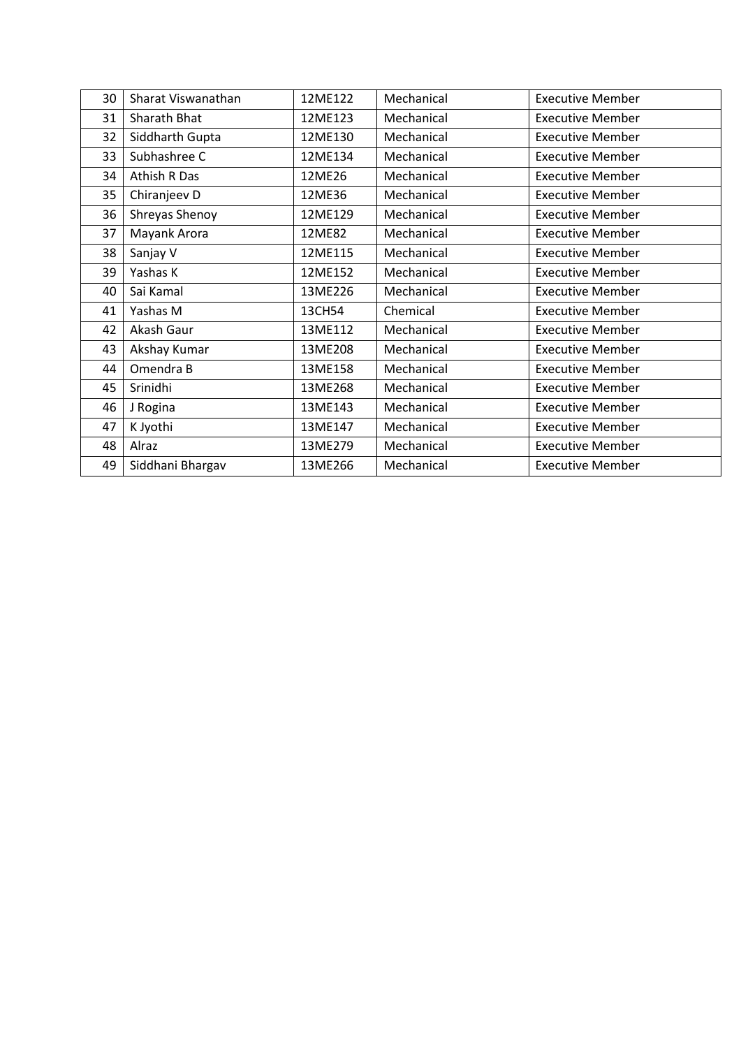| | | | | |
|---|---|---|---|---|
| 30 | Sharat Viswanathan | 12ME122 | Mechanical | Executive Member |
| 31 | Sharath Bhat | 12ME123 | Mechanical | Executive Member |
| 32 | Siddharth Gupta | 12ME130 | Mechanical | Executive Member |
| 33 | Subhashree C | 12ME134 | Mechanical | Executive Member |
| 34 | Athish R Das | 12ME26 | Mechanical | Executive Member |
| 35 | Chiranjeev D | 12ME36 | Mechanical | Executive Member |
| 36 | Shreyas Shenoy | 12ME129 | Mechanical | Executive Member |
| 37 | Mayank Arora | 12ME82 | Mechanical | Executive Member |
| 38 | Sanjay V | 12ME115 | Mechanical | Executive Member |
| 39 | Yashas K | 12ME152 | Mechanical | Executive Member |
| 40 | Sai Kamal | 13ME226 | Mechanical | Executive Member |
| 41 | Yashas M | 13CH54 | Chemical | Executive Member |
| 42 | Akash Gaur | 13ME112 | Mechanical | Executive Member |
| 43 | Akshay Kumar | 13ME208 | Mechanical | Executive Member |
| 44 | Omendra B | 13ME158 | Mechanical | Executive Member |
| 45 | Srinidhi | 13ME268 | Mechanical | Executive Member |
| 46 | J Rogina | 13ME143 | Mechanical | Executive Member |
| 47 | K Jyothi | 13ME147 | Mechanical | Executive Member |
| 48 | Alraz | 13ME279 | Mechanical | Executive Member |
| 49 | Siddhani Bhargav | 13ME266 | Mechanical | Executive Member |